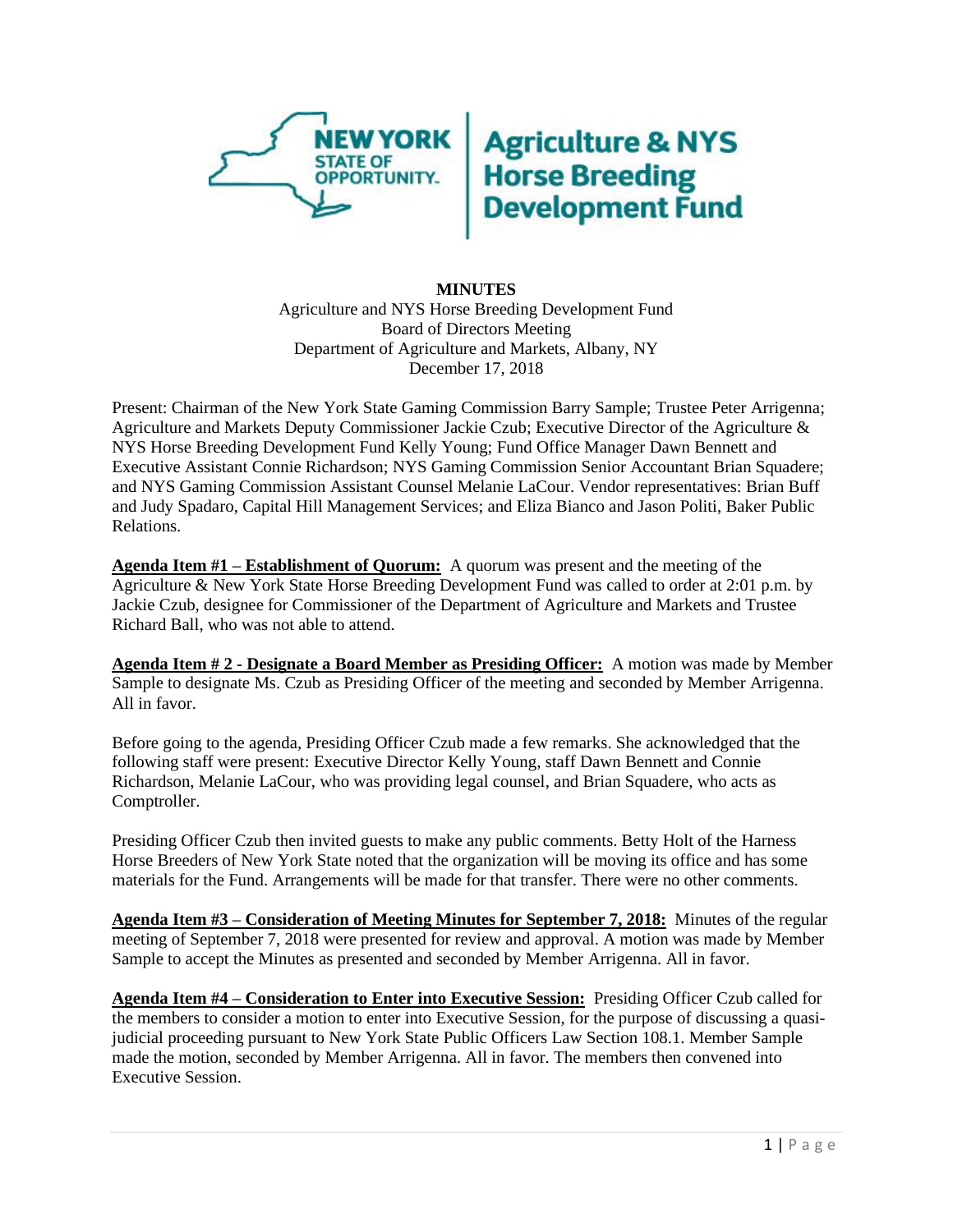**NEW YORK STATE OF OPPORTUNITY.** | **Agriculture & NYS Horse Breeding Development Fund**

**MINUTES**

Agriculture and NYS Horse Breeding Development Fund
Board of Directors Meeting
Department of Agriculture and Markets, Albany, NY
December 17, 2018

Present: Chairman of the New York State Gaming Commission Barry Sample; Trustee Peter Arrigenna; Agriculture and Markets Deputy Commissioner Jackie Czub; Executive Director of the Agriculture & NYS Horse Breeding Development Fund Kelly Young; Fund Office Manager Dawn Bennett and Executive Assistant Connie Richardson; NYS Gaming Commission Senior Accountant Brian Squadere; and NYS Gaming Commission Assistant Counsel Melanie LaCour. Vendor representatives: Brian Buff and Judy Spadaro, Capital Hill Management Services; and Eliza Bianco and Jason Politi, Baker Public Relations.

**Agenda Item #1 – Establishment of Quorum:** A quorum was present and the meeting of the Agriculture & New York State Horse Breeding Development Fund was called to order at 2:01 p.m. by Jackie Czub, designee for Commissioner of the Department of Agriculture and Markets and Trustee Richard Ball, who was not able to attend.

**Agenda Item # 2 - Designate a Board Member as Presiding Officer:** A motion was made by Member Sample to designate Ms. Czub as Presiding Officer of the meeting and seconded by Member Arrigenna. All in favor.

Before going to the agenda, Presiding Officer Czub made a few remarks. She acknowledged that the following staff were present: Executive Director Kelly Young, staff Dawn Bennett and Connie Richardson, Melanie LaCour, who was providing legal counsel, and Brian Squadere, who acts as Comptroller.

Presiding Officer Czub then invited guests to make any public comments. Betty Holt of the Harness Horse Breeders of New York State noted that the organization will be moving its office and has some materials for the Fund. Arrangements will be made for that transfer. There were no other comments.

**Agenda Item #3 – Consideration of Meeting Minutes for September 7, 2018:** Minutes of the regular meeting of September 7, 2018 were presented for review and approval. A motion was made by Member Sample to accept the Minutes as presented and seconded by Member Arrigenna. All in favor.

**Agenda Item #4 – Consideration to Enter into Executive Session:** Presiding Officer Czub called for the members to consider a motion to enter into Executive Session, for the purpose of discussing a quasi-judicial proceeding pursuant to New York State Public Officers Law Section 108.1. Member Sample made the motion, seconded by Member Arrigenna. All in favor. The members then convened into Executive Session.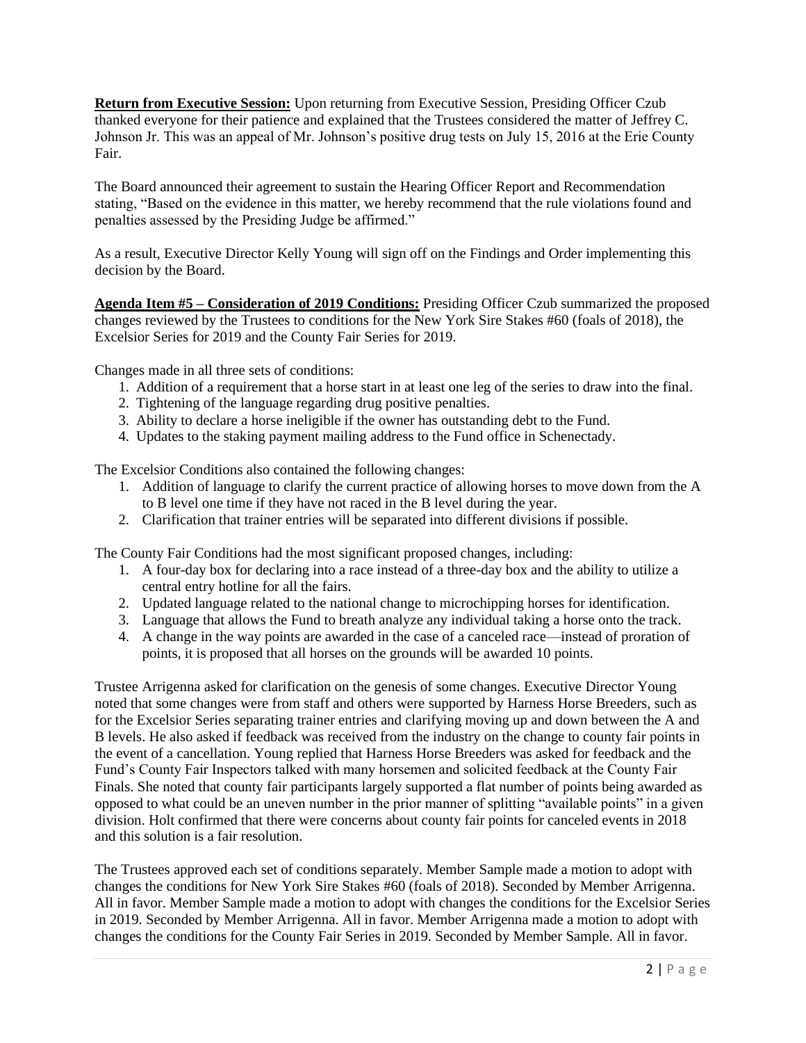**Return from Executive Session:** Upon returning from Executive Session, Presiding Officer Czub thanked everyone for their patience and explained that the Trustees considered the matter of Jeffrey C. Johnson Jr. This was an appeal of Mr. Johnson's positive drug tests on July 15, 2016 at the Erie County Fair.

The Board announced their agreement to sustain the Hearing Officer Report and Recommendation stating, "Based on the evidence in this matter, we hereby recommend that the rule violations found and penalties assessed by the Presiding Judge be affirmed."

As a result, Executive Director Kelly Young will sign off on the Findings and Order implementing this decision by the Board.

**Agenda Item #5 – Consideration of 2019 Conditions:** Presiding Officer Czub summarized the proposed changes reviewed by the Trustees to conditions for the New York Sire Stakes #60 (foals of 2018), the Excelsior Series for 2019 and the County Fair Series for 2019.

Changes made in all three sets of conditions:

1. Addition of a requirement that a horse start in at least one leg of the series to draw into the final.
2. Tightening of the language regarding drug positive penalties.
3. Ability to declare a horse ineligible if the owner has outstanding debt to the Fund.
4. Updates to the staking payment mailing address to the Fund office in Schenectady.

The Excelsior Conditions also contained the following changes:

1. Addition of language to clarify the current practice of allowing horses to move down from the A to B level one time if they have not raced in the B level during the year.
2. Clarification that trainer entries will be separated into different divisions if possible.

The County Fair Conditions had the most significant proposed changes, including:

1. A four-day box for declaring into a race instead of a three-day box and the ability to utilize a central entry hotline for all the fairs.
2. Updated language related to the national change to microchipping horses for identification.
3. Language that allows the Fund to breath analyze any individual taking a horse onto the track.
4. A change in the way points are awarded in the case of a canceled race—instead of proration of points, it is proposed that all horses on the grounds will be awarded 10 points.

Trustee Arrigenna asked for clarification on the genesis of some changes. Executive Director Young noted that some changes were from staff and others were supported by Harness Horse Breeders, such as for the Excelsior Series separating trainer entries and clarifying moving up and down between the A and B levels. He also asked if feedback was received from the industry on the change to county fair points in the event of a cancellation. Young replied that Harness Horse Breeders was asked for feedback and the Fund's County Fair Inspectors talked with many horsemen and solicited feedback at the County Fair Finals. She noted that county fair participants largely supported a flat number of points being awarded as opposed to what could be an uneven number in the prior manner of splitting "available points" in a given division. Holt confirmed that there were concerns about county fair points for canceled events in 2018 and this solution is a fair resolution.

The Trustees approved each set of conditions separately. Member Sample made a motion to adopt with changes the conditions for New York Sire Stakes #60 (foals of 2018). Seconded by Member Arrigenna. All in favor. Member Sample made a motion to adopt with changes the conditions for the Excelsior Series in 2019. Seconded by Member Arrigenna. All in favor. Member Arrigenna made a motion to adopt with changes the conditions for the County Fair Series in 2019. Seconded by Member Sample. All in favor.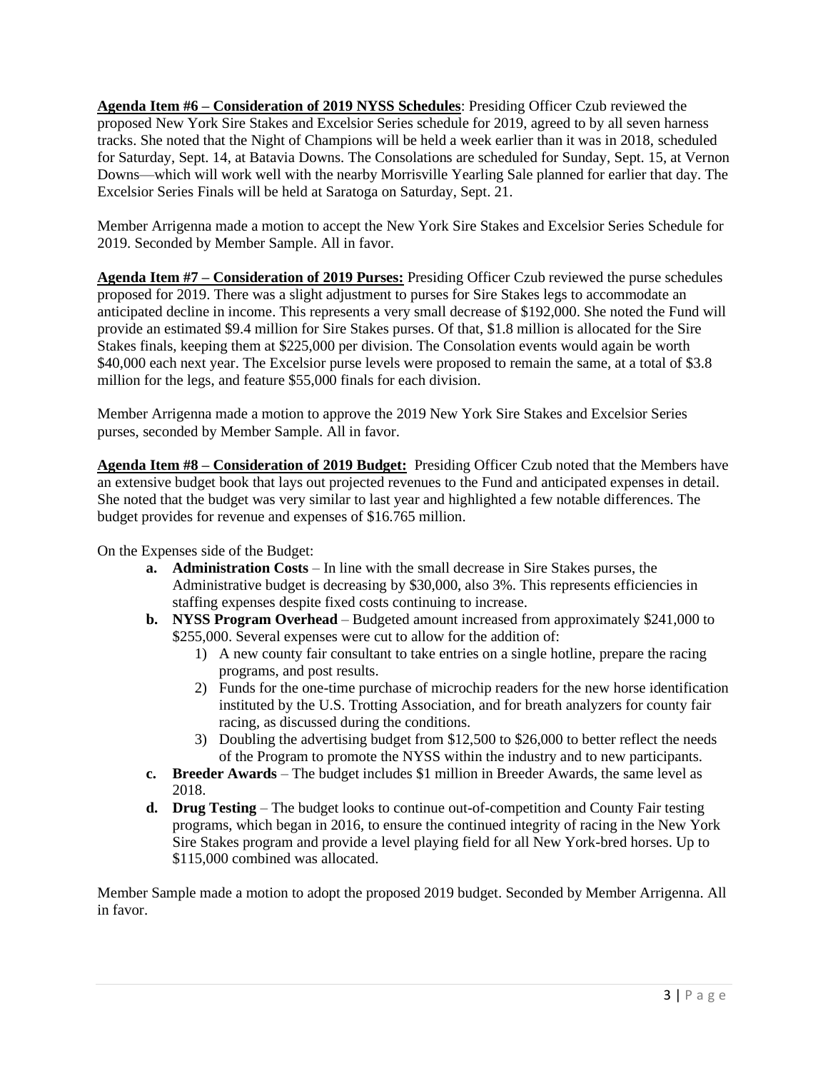**<u>Agenda Item #6 – Consideration of 2019 NYSS Schedules</u>**: Presiding Officer Czub reviewed the proposed New York Sire Stakes and Excelsior Series schedule for 2019, agreed to by all seven harness tracks. She noted that the Night of Champions will be held a week earlier than it was in 2018, scheduled for Saturday, Sept. 14, at Batavia Downs. The Consolations are scheduled for Sunday, Sept. 15, at Vernon Downs—which will work well with the nearby Morrisville Yearling Sale planned for earlier that day. The Excelsior Series Finals will be held at Saratoga on Saturday, Sept. 21.

Member Arrigenna made a motion to accept the New York Sire Stakes and Excelsior Series Schedule for 2019. Seconded by Member Sample. All in favor.

**<u>Agenda Item #7 – Consideration of 2019 Purses:</u>** Presiding Officer Czub reviewed the purse schedules proposed for 2019. There was a slight adjustment to purses for Sire Stakes legs to accommodate an anticipated decline in income. This represents a very small decrease of $192,000. She noted the Fund will provide an estimated $9.4 million for Sire Stakes purses. Of that, $1.8 million is allocated for the Sire Stakes finals, keeping them at $225,000 per division. The Consolation events would again be worth $40,000 each next year. The Excelsior purse levels were proposed to remain the same, at a total of $3.8 million for the legs, and feature $55,000 finals for each division.

Member Arrigenna made a motion to approve the 2019 New York Sire Stakes and Excelsior Series purses, seconded by Member Sample. All in favor.

**<u>Agenda Item #8 – Consideration of 2019 Budget:</u>** Presiding Officer Czub noted that the Members have an extensive budget book that lays out projected revenues to the Fund and anticipated expenses in detail. She noted that the budget was very similar to last year and highlighted a few notable differences. The budget provides for revenue and expenses of $16.765 million.

On the Expenses side of the Budget:

- **a. Administration Costs** – In line with the small decrease in Sire Stakes purses, the Administrative budget is decreasing by $30,000, also 3%. This represents efficiencies in staffing expenses despite fixed costs continuing to increase.
- **b. NYSS Program Overhead** – Budgeted amount increased from approximately $241,000 to $255,000. Several expenses were cut to allow for the addition of:
  1) A new county fair consultant to take entries on a single hotline, prepare the racing programs, and post results.
  2) Funds for the one-time purchase of microchip readers for the new horse identification instituted by the U.S. Trotting Association, and for breath analyzers for county fair racing, as discussed during the conditions.
  3) Doubling the advertising budget from $12,500 to $26,000 to better reflect the needs of the Program to promote the NYSS within the industry and to new participants.
- **c. Breeder Awards** – The budget includes $1 million in Breeder Awards, the same level as 2018.
- **d. Drug Testing** – The budget looks to continue out-of-competition and County Fair testing programs, which began in 2016, to ensure the continued integrity of racing in the New York Sire Stakes program and provide a level playing field for all New York-bred horses. Up to $115,000 combined was allocated.

Member Sample made a motion to adopt the proposed 2019 budget. Seconded by Member Arrigenna. All in favor.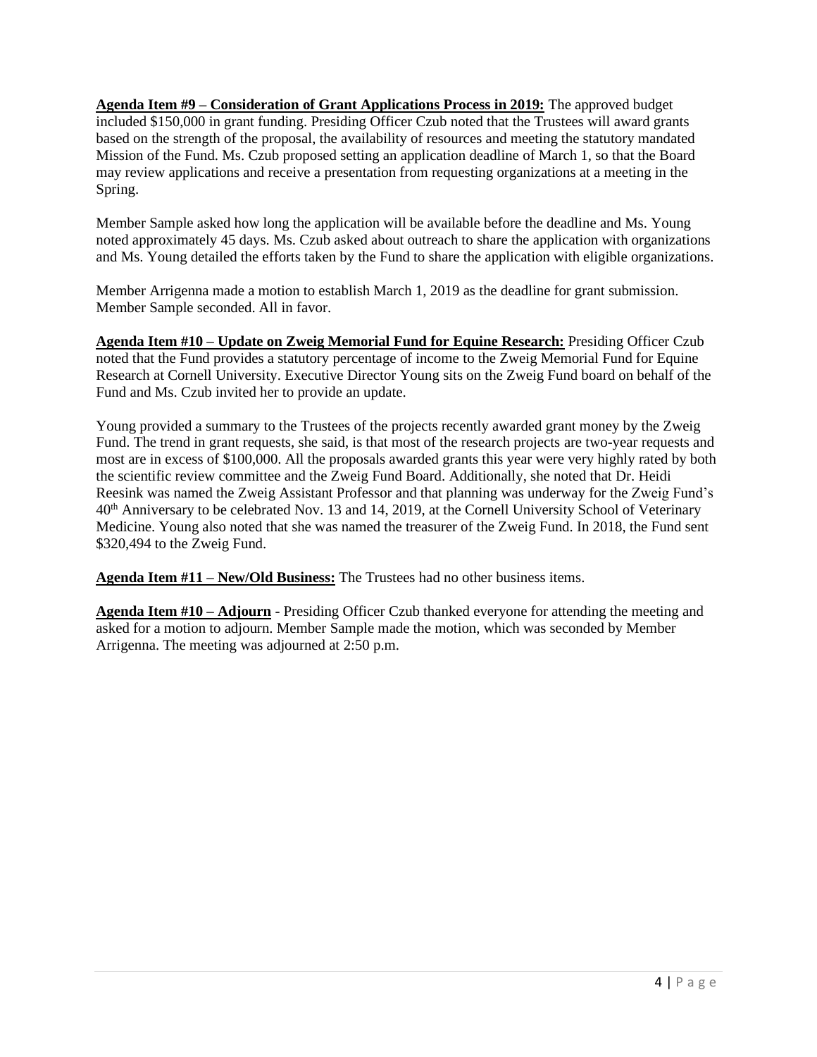**<u>Agenda Item #9 – Consideration of Grant Applications Process in 2019:</u>** The approved budget included $150,000 in grant funding. Presiding Officer Czub noted that the Trustees will award grants based on the strength of the proposal, the availability of resources and meeting the statutory mandated Mission of the Fund. Ms. Czub proposed setting an application deadline of March 1, so that the Board may review applications and receive a presentation from requesting organizations at a meeting in the Spring.

Member Sample asked how long the application will be available before the deadline and Ms. Young noted approximately 45 days. Ms. Czub asked about outreach to share the application with organizations and Ms. Young detailed the efforts taken by the Fund to share the application with eligible organizations.

Member Arrigenna made a motion to establish March 1, 2019 as the deadline for grant submission. Member Sample seconded. All in favor.

**<u>Agenda Item #10 – Update on Zweig Memorial Fund for Equine Research:</u>** Presiding Officer Czub noted that the Fund provides a statutory percentage of income to the Zweig Memorial Fund for Equine Research at Cornell University. Executive Director Young sits on the Zweig Fund board on behalf of the Fund and Ms. Czub invited her to provide an update.

Young provided a summary to the Trustees of the projects recently awarded grant money by the Zweig Fund. The trend in grant requests, she said, is that most of the research projects are two-year requests and most are in excess of $100,000. All the proposals awarded grants this year were very highly rated by both the scientific review committee and the Zweig Fund Board. Additionally, she noted that Dr. Heidi Reesink was named the Zweig Assistant Professor and that planning was underway for the Zweig Fund's 40th Anniversary to be celebrated Nov. 13 and 14, 2019, at the Cornell University School of Veterinary Medicine. Young also noted that she was named the treasurer of the Zweig Fund. In 2018, the Fund sent $320,494 to the Zweig Fund.

**<u>Agenda Item #11 – New/Old Business:</u>** The Trustees had no other business items.

**<u>Agenda Item #10 – Adjourn</u>** - Presiding Officer Czub thanked everyone for attending the meeting and asked for a motion to adjourn. Member Sample made the motion, which was seconded by Member Arrigenna. The meeting was adjourned at 2:50 p.m.